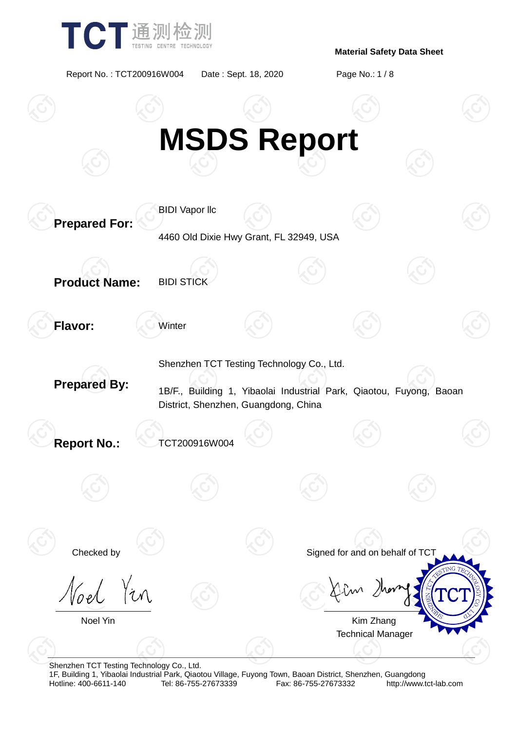**Material Safety Data Sheet**

Report No. : TCT200916W004 Date : Sept. 18, 2020

# MSDS Report

**Prepared For:** BIDI Vapor llc

4460 Old Dixie Hwy Grant, FL 32949, USA

**Product Name:** BIDI STICK

**Flavor:** Winter

**Prepared By:** Shenzhen TCT Testing Technology Co., Ltd.

1B/F., Building 1, Yibaolai Industrial Park, Qiaotou, Fuyong, Baoan District, Shenzhen, Guangdong, China

**Report No.:** TCT200916W004

Checked by

Noel Yin

Signed for and on behalf of TCT

Kim Zhang
Technical Manager

Shenzhen TCT Testing Technology Co., Ltd.
1F, Building 1, Yibaolai Industrial Park, Qiaotou Village, Fuyong Town, Baoan District, Shenzhen, Guangdong
Hotline: 400-6611-140 Tel: 86-755-27673339 Fax: 86-755-27673332 http://www.tct-lab.com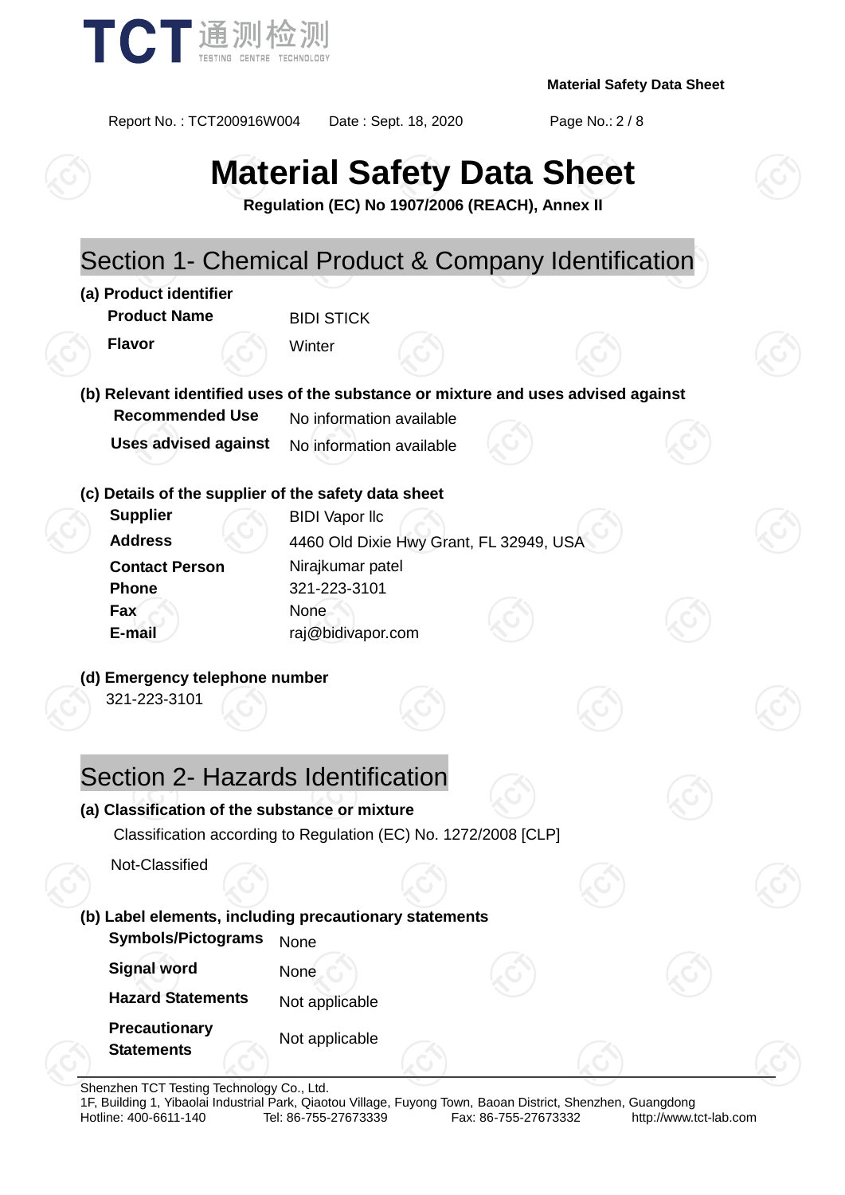# Material Safety Data Sheet

**Regulation (EC) No 1907/2006 (REACH), Annex II**

## Section 1- Chemical Product & Company Identification

**(a) Product identifier**

| | |
|---|---|
| **Product Name** | BIDI STICK |
| **Flavor** | Winter |

**(b) Relevant identified uses of the substance or mixture and uses advised against**

| | |
|---|---|
| **Recommended Use** | No information available |
| **Uses advised against** | No information available |

**(c) Details of the supplier of the safety data sheet**

| | |
|---|---|
| **Supplier** | BIDI Vapor llc |
| **Address** | 4460 Old Dixie Hwy Grant, FL 32949, USA |
| **Contact Person** | Nirajkumar patel |
| **Phone** | 321-223-3101 |
| **Fax** | None |
| **E-mail** | raj@bidivapor.com |

**(d) Emergency telephone number**

321-223-3101

## Section 2- Hazards Identification

**(a) Classification of the substance or mixture**

Classification according to Regulation (EC) No. 1272/2008 [CLP]

Not-Classified

**(b) Label elements, including precautionary statements**

| | |
|---|---|
| **Symbols/Pictograms** | None |
| **Signal word** | None |
| **Hazard Statements** | Not applicable |
| **Precautionary Statements** | Not applicable |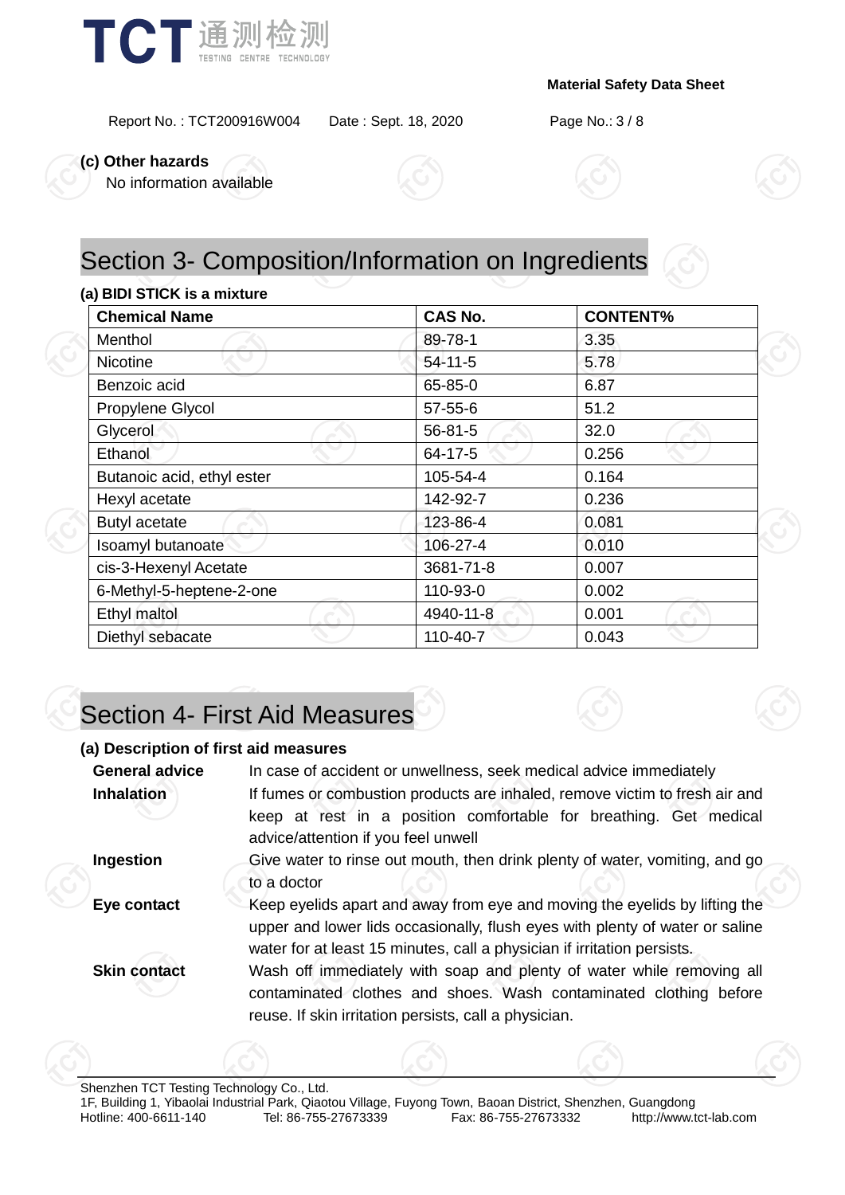**(c) Other hazards**

No information available

# Section 3- Composition/Information on Ingredients

**(a) BIDI STICK is a mixture**

| Chemical Name | CAS No. | CONTENT% |
|---|---|---|
| Menthol | 89-78-1 | 3.35 |
| Nicotine | 54-11-5 | 5.78 |
| Benzoic acid | 65-85-0 | 6.87 |
| Propylene Glycol | 57-55-6 | 51.2 |
| Glycerol | 56-81-5 | 32.0 |
| Ethanol | 64-17-5 | 0.256 |
| Butanoic acid, ethyl ester | 105-54-4 | 0.164 |
| Hexyl acetate | 142-92-7 | 0.236 |
| Butyl acetate | 123-86-4 | 0.081 |
| Isoamyl butanoate | 106-27-4 | 0.010 |
| cis-3-Hexenyl Acetate | 3681-71-8 | 0.007 |
| 6-Methyl-5-heptene-2-one | 110-93-0 | 0.002 |
| Ethyl maltol | 4940-11-8 | 0.001 |
| Diethyl sebacate | 110-40-7 | 0.043 |

# Section 4- First Aid Measures

**(a) Description of first aid measures**

**General advice** In case of accident or unwellness, seek medical advice immediately

**Inhalation** If fumes or combustion products are inhaled, remove victim to fresh air and keep at rest in a position comfortable for breathing. Get medical advice/attention if you feel unwell

**Ingestion** Give water to rinse out mouth, then drink plenty of water, vomiting, and go to a doctor

**Eye contact** Keep eyelids apart and away from eye and moving the eyelids by lifting the upper and lower lids occasionally, flush eyes with plenty of water or saline water for at least 15 minutes, call a physician if irritation persists.

**Skin contact** Wash off immediately with soap and plenty of water while removing all contaminated clothes and shoes. Wash contaminated clothing before reuse. If skin irritation persists, call a physician.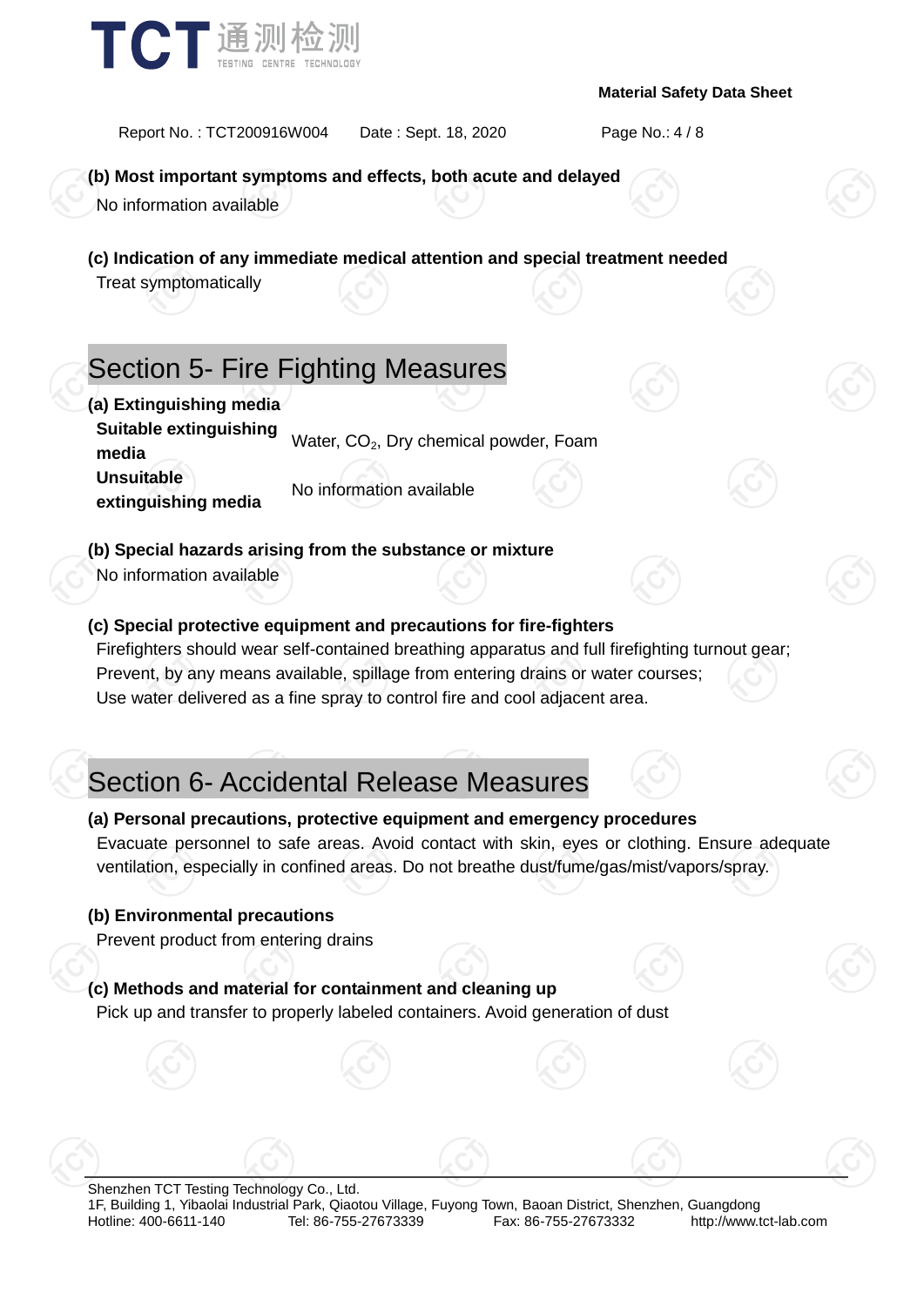**(b) Most important symptoms and effects, both acute and delayed**

No information available

**(c) Indication of any immediate medical attention and special treatment needed**

Treat symptomatically

## Section 5- Fire Fighting Measures

**(a) Extinguishing media**

| | |
|---|---|
| **Suitable extinguishing media** | Water, $CO_2$, Dry chemical powder, Foam |
| **Unsuitable extinguishing media** | No information available |

**(b) Special hazards arising from the substance or mixture**

No information available

**(c) Special protective equipment and precautions for fire-fighters**

Firefighters should wear self-contained breathing apparatus and full firefighting turnout gear;
Prevent, by any means available, spillage from entering drains or water courses;
Use water delivered as a fine spray to control fire and cool adjacent area.

## Section 6- Accidental Release Measures

**(a) Personal precautions, protective equipment and emergency procedures**

Evacuate personnel to safe areas. Avoid contact with skin, eyes or clothing. Ensure adequate ventilation, especially in confined areas. Do not breathe dust/fume/gas/mist/vapors/spray.

**(b) Environmental precautions**

Prevent product from entering drains

**(c) Methods and material for containment and cleaning up**

Pick up and transfer to properly labeled containers. Avoid generation of dust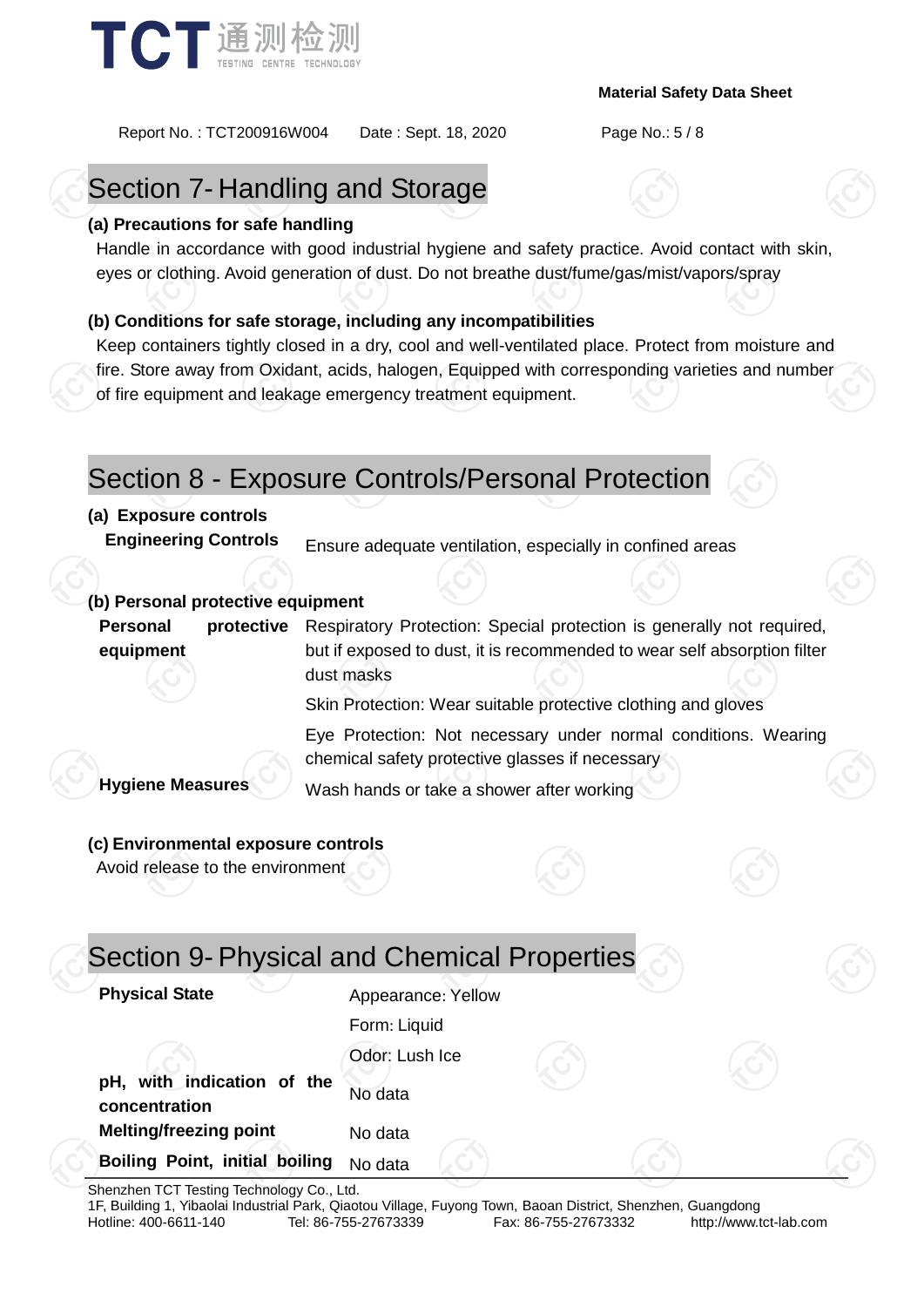## Section 7- Handling and Storage

**(a) Precautions for safe handling**

Handle in accordance with good industrial hygiene and safety practice. Avoid contact with skin, eyes or clothing. Avoid generation of dust. Do not breathe dust/fume/gas/mist/vapors/spray

**(b) Conditions for safe storage, including any incompatibilities**

Keep containers tightly closed in a dry, cool and well-ventilated place. Protect from moisture and fire. Store away from Oxidant, acids, halogen, Equipped with corresponding varieties and number of fire equipment and leakage emergency treatment equipment.

## Section 8 - Exposure Controls/Personal Protection

**(a) Exposure controls**

| | |
|---|---|
| **Engineering Controls** | Ensure adequate ventilation, especially in confined areas |

**(b) Personal protective equipment**

| | |
|---|---|
| **Personal protective equipment** | Respiratory Protection: Special protection is generally not required, but if exposed to dust, it is recommended to wear self absorption filter dust masks |
| | Skin Protection: Wear suitable protective clothing and gloves |
| | Eye Protection: Not necessary under normal conditions. Wearing chemical safety protective glasses if necessary |
| **Hygiene Measures** | Wash hands or take a shower after working |

**(c) Environmental exposure controls**

Avoid release to the environment

## Section 9- Physical and Chemical Properties

| | |
|---|---|
| **Physical State** | Appearance: Yellow |
| | Form: Liquid |
| | Odor: Lush Ice |
| **pH, with indication of the concentration** | No data |
| **Melting/freezing point** | No data |
| **Boiling Point, initial boiling** | No data |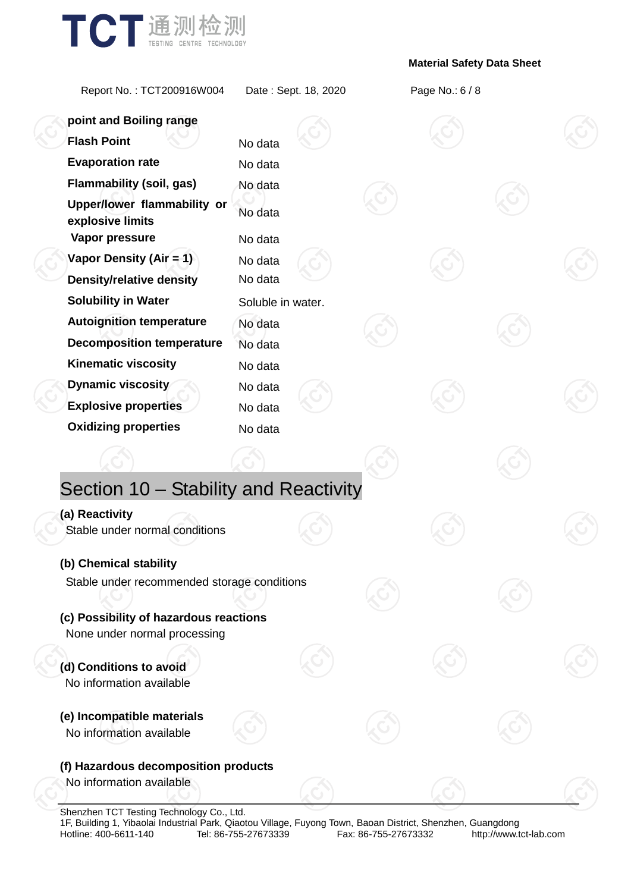| point and Boiling range | |
|---|---|
| **Flash Point** | No data |
| **Evaporation rate** | No data |
| **Flammability (soil, gas)** | No data |
| **Upper/lower flammability or explosive limits** | No data |
| **Vapor pressure** | No data |
| **Vapor Density (Air = 1)** | No data |
| **Density/relative density** | No data |
| **Solubility in Water** | Soluble in water. |
| **Autoignition temperature** | No data |
| **Decomposition temperature** | No data |
| **Kinematic viscosity** | No data |
| **Dynamic viscosity** | No data |
| **Explosive properties** | No data |
| **Oxidizing properties** | No data |

# Section 10 – Stability and Reactivity

**(a) Reactivity**

Stable under normal conditions

**(b) Chemical stability**

Stable under recommended storage conditions

**(c) Possibility of hazardous reactions**

None under normal processing

**(d) Conditions to avoid**

No information available

**(e) Incompatible materials**

No information available

**(f) Hazardous decomposition products**

No information available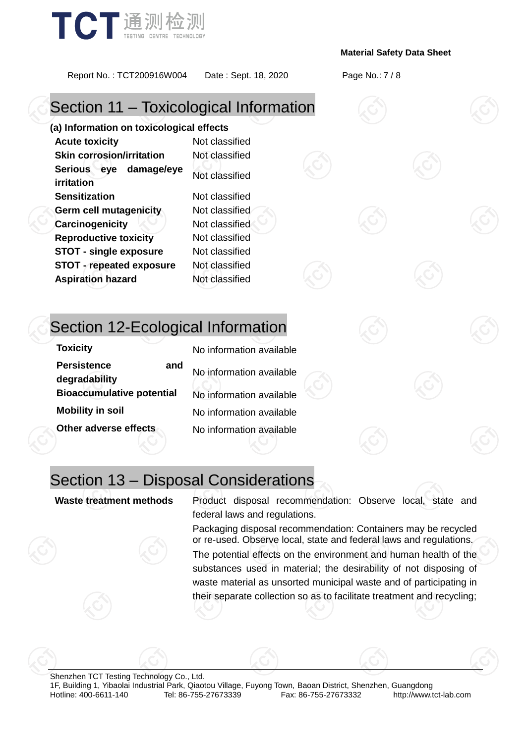# Section 11 – Toxicological Information

**(a) Information on toxicological effects**

| | |
|---|---|
| **Acute toxicity** | Not classified |
| **Skin corrosion/irritation** | Not classified |
| **Serious eye damage/eye irritation** | Not classified |
| **Sensitization** | Not classified |
| **Germ cell mutagenicity** | Not classified |
| **Carcinogenicity** | Not classified |
| **Reproductive toxicity** | Not classified |
| **STOT - single exposure** | Not classified |
| **STOT - repeated exposure** | Not classified |
| **Aspiration hazard** | Not classified |

# Section 12-Ecological Information

| | |
|---|---|
| **Toxicity** | No information available |
| **Persistence and degradability** | No information available |
| **Bioaccumulative potential** | No information available |
| **Mobility in soil** | No information available |
| **Other adverse effects** | No information available |

# Section 13 – Disposal Considerations

| | |
|---|---|
| **Waste treatment methods** | Product disposal recommendation: Observe local, state and federal laws and regulations.<br>Packaging disposal recommendation: Containers may be recycled or re-used. Observe local, state and federal laws and regulations.<br>The potential effects on the environment and human health of the substances used in material; the desirability of not disposing of waste material as unsorted municipal waste and of participating in their separate collection so as to facilitate treatment and recycling; |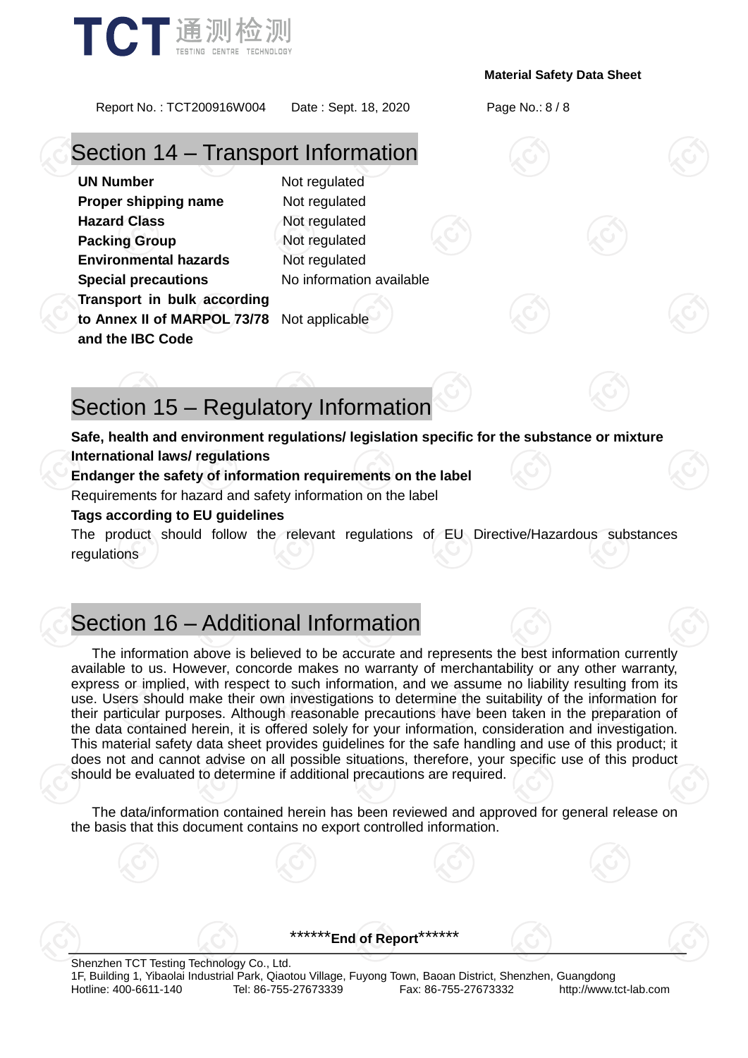## Section 14 – Transport Information

| | |
|---|---|
| **UN Number** | Not regulated |
| **Proper shipping name** | Not regulated |
| **Hazard Class** | Not regulated |
| **Packing Group** | Not regulated |
| **Environmental hazards** | Not regulated |
| **Special precautions** | No information available |
| **Transport in bulk according to Annex II of MARPOL 73/78 and the IBC Code** | Not applicable |

## Section 15 – Regulatory Information

**Safe, health and environment regulations/ legislation specific for the substance or mixture**

**International laws/ regulations**

**Endanger the safety of information requirements on the label**

Requirements for hazard and safety information on the label

**Tags according to EU guidelines**

The product should follow the relevant regulations of EU Directive/Hazardous substances regulations

## Section 16 – Additional Information

The information above is believed to be accurate and represents the best information currently available to us. However, concorde makes no warranty of merchantability or any other warranty, express or implied, with respect to such information, and we assume no liability resulting from its use. Users should make their own investigations to determine the suitability of the information for their particular purposes. Although reasonable precautions have been taken in the preparation of the data contained herein, it is offered solely for your information, consideration and investigation. This material safety data sheet provides guidelines for the safe handling and use of this product; it does not and cannot advise on all possible situations, therefore, your specific use of this product should be evaluated to determine if additional precautions are required.

The data/information contained herein has been reviewed and approved for general release on the basis that this document contains no export controlled information.

******End of Report******